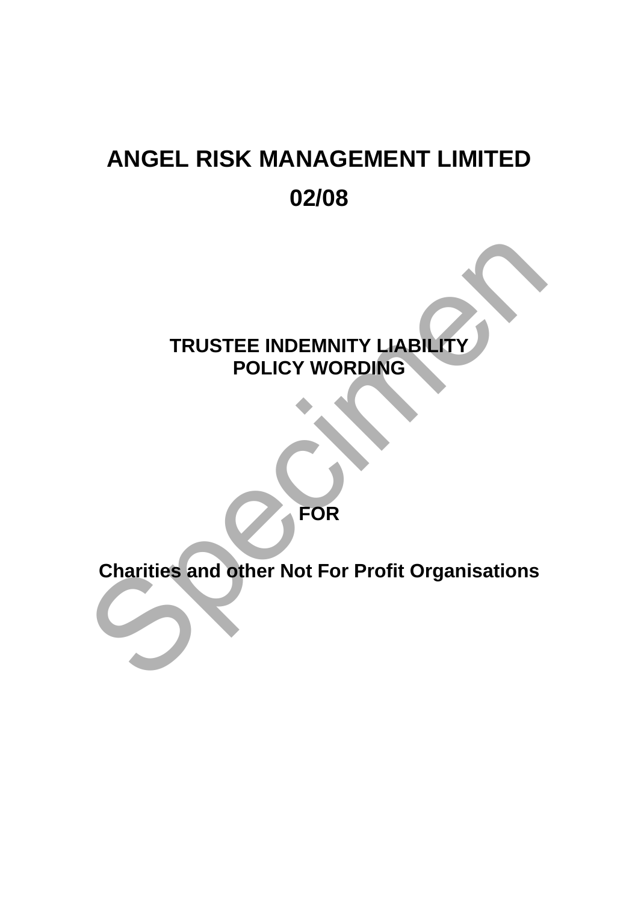# ANGEL RISK MANAGEMENT LIMITED

# 02/08

## TRUSTEE INDEMNITY LIABILITY POLICY WORDING

**FOR**

**Charities and other Not For Profit Organisations**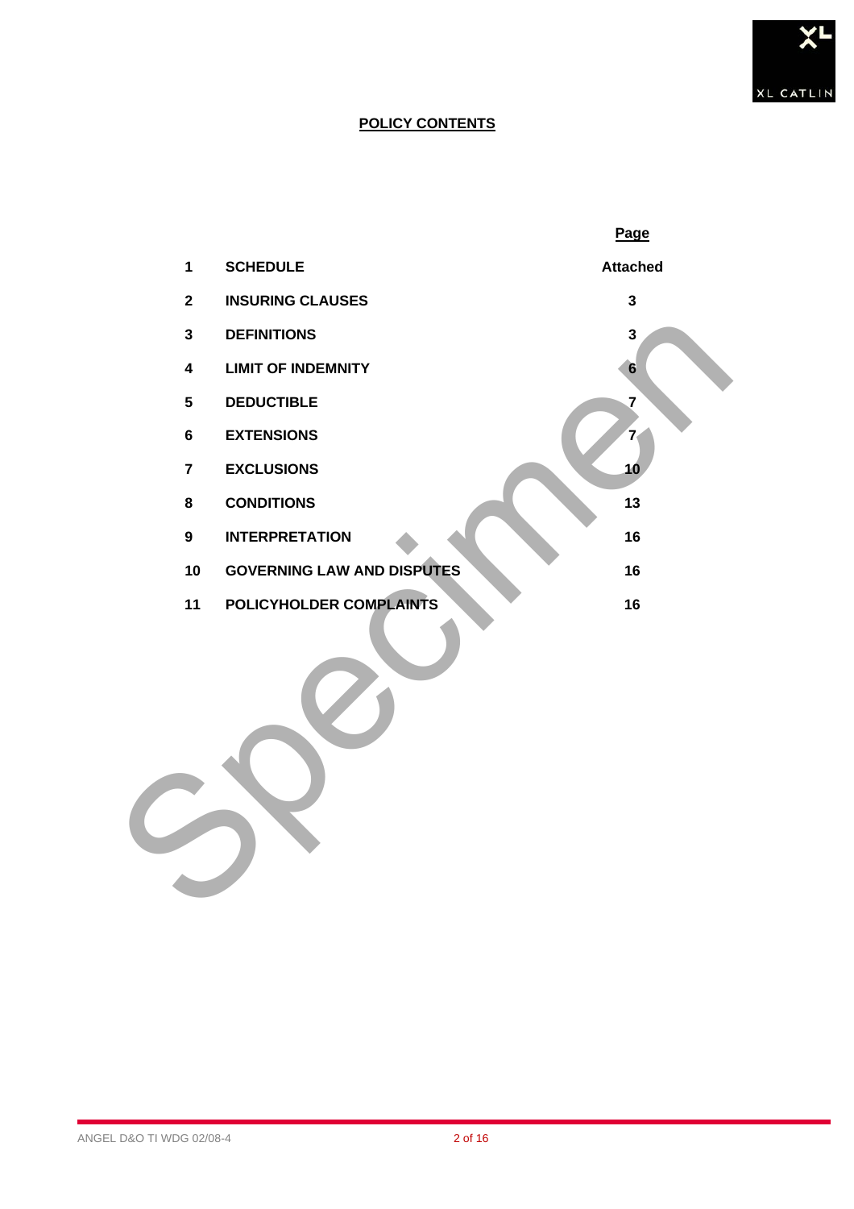# POLICY CONTENTS

| | | Page |
|---|---|---|
| 1 | SCHEDULE | Attached |
| 2 | INSURING CLAUSES | 3 |
| 3 | DEFINITIONS | 3 |
| 4 | LIMIT OF INDEMNITY | 6 |
| 5 | DEDUCTIBLE | 7 |
| 6 | EXTENSIONS | 7 |
| 7 | EXCLUSIONS | 10 |
| 8 | CONDITIONS | 13 |
| 9 | INTERPRETATION | 16 |
| 10 | GOVERNING LAW AND DISPUTES | 16 |
| 11 | POLICYHOLDER COMPLAINTS | 16 |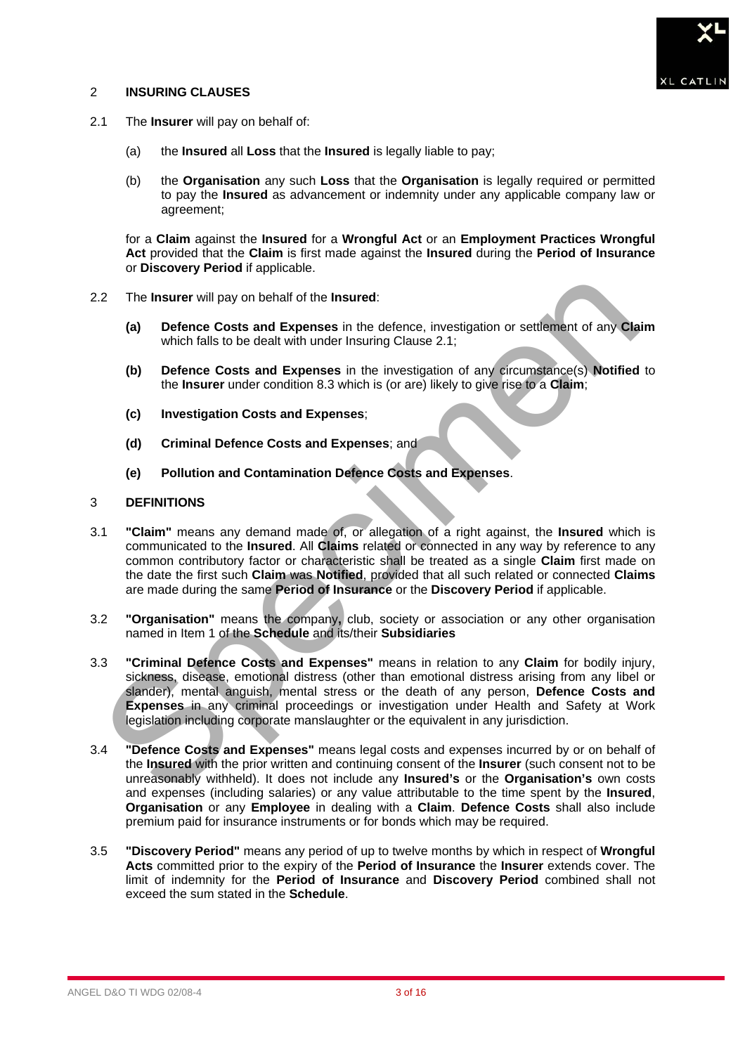## 2 INSURING CLAUSES

2.1 The **Insurer** will pay on behalf of:

(a) the **Insured** all **Loss** that the **Insured** is legally liable to pay;

(b) the **Organisation** any such **Loss** that the **Organisation** is legally required or permitted to pay the **Insured** as advancement or indemnity under any applicable company law or agreement;

for a **Claim** against the **Insured** for a **Wrongful Act** or an **Employment Practices Wrongful Act** provided that the **Claim** is first made against the **Insured** during the **Period of Insurance** or **Discovery Period** if applicable.

2.2 The **Insurer** will pay on behalf of the **Insured**:

**(a)** **Defence Costs and Expenses** in the defence, investigation or settlement of any **Claim** which falls to be dealt with under Insuring Clause 2.1;

**(b)** **Defence Costs and Expenses** in the investigation of any circumstance(s) **Notified** to the **Insurer** under condition 8.3 which is (or are) likely to give rise to a **Claim**;

**(c)** **Investigation Costs and Expenses**;

**(d)** **Criminal Defence Costs and Expenses**; and

**(e)** **Pollution and Contamination Defence Costs and Expenses**.

## 3 DEFINITIONS

3.1 **"Claim"** means any demand made of, or allegation of a right against, the **Insured** which is communicated to the **Insured**. All **Claims** related or connected in any way by reference to any common contributory factor or characteristic shall be treated as a single **Claim** first made on the date the first such **Claim** was **Notified**, provided that all such related or connected **Claims** are made during the same **Period of Insurance** or the **Discovery Period** if applicable.

3.2 **"Organisation"** means the company, club, society or association or any other organisation named in Item 1 of the **Schedule** and its/their **Subsidiaries**

3.3 **"Criminal Defence Costs and Expenses"** means in relation to any **Claim** for bodily injury, sickness, disease, emotional distress (other than emotional distress arising from any libel or slander), mental anguish, mental stress or the death of any person, **Defence Costs and Expenses** in any criminal proceedings or investigation under Health and Safety at Work legislation including corporate manslaughter or the equivalent in any jurisdiction.

3.4 **"Defence Costs and Expenses"** means legal costs and expenses incurred by or on behalf of the **Insured** with the prior written and continuing consent of the **Insurer** (such consent not to be unreasonably withheld). It does not include any **Insured's** or the **Organisation's** own costs and expenses (including salaries) or any value attributable to the time spent by the **Insured**, **Organisation** or any **Employee** in dealing with a **Claim**. **Defence Costs** shall also include premium paid for insurance instruments or for bonds which may be required.

3.5 **"Discovery Period"** means any period of up to twelve months by which in respect of **Wrongful Acts** committed prior to the expiry of the **Period of Insurance** the **Insurer** extends cover. The limit of indemnity for the **Period of Insurance** and **Discovery Period** combined shall not exceed the sum stated in the **Schedule**.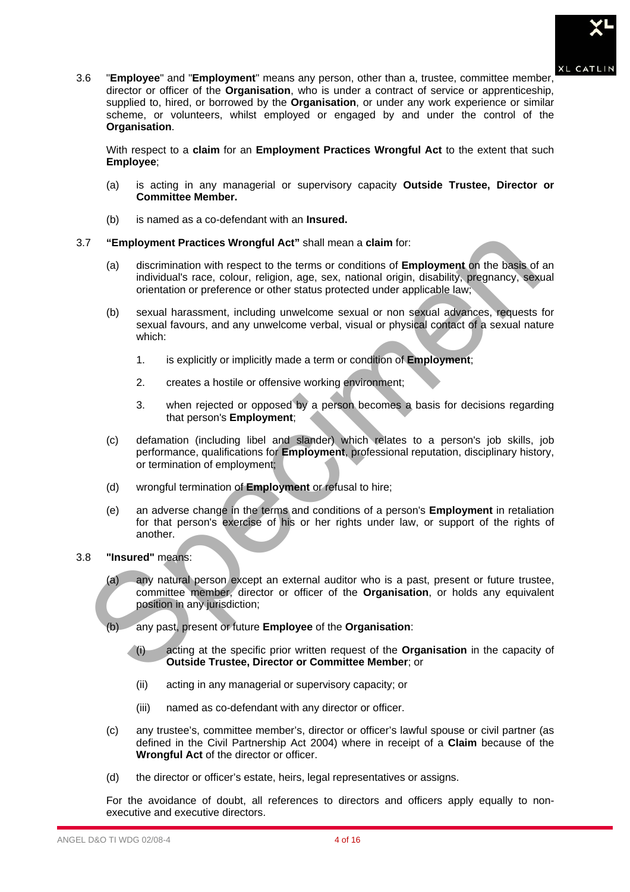3.6 "**Employee**" and "**Employment**" means any person, other than a, trustee, committee member, director or officer of the **Organisation**, who is under a contract of service or apprenticeship, supplied to, hired, or borrowed by the **Organisation**, or under any work experience or similar scheme, or volunteers, whilst employed or engaged by and under the control of the **Organisation**.

With respect to a **claim** for an **Employment Practices Wrongful Act** to the extent that such **Employee**;

(a) is acting in any managerial or supervisory capacity **Outside Trustee, Director or Committee Member.**

(b) is named as a co-defendant with an **Insured.**

3.7 **"Employment Practices Wrongful Act"** shall mean a **claim** for:

(a) discrimination with respect to the terms or conditions of **Employment** on the basis of an individual's race, colour, religion, age, sex, national origin, disability, pregnancy, sexual orientation or preference or other status protected under applicable law;

(b) sexual harassment, including unwelcome sexual or non sexual advances, requests for sexual favours, and any unwelcome verbal, visual or physical contact of a sexual nature which:

1. is explicitly or implicitly made a term or condition of **Employment**;

2. creates a hostile or offensive working environment;

3. when rejected or opposed by a person becomes a basis for decisions regarding that person's **Employment**;

(c) defamation (including libel and slander) which relates to a person's job skills, job performance, qualifications for **Employment**, professional reputation, disciplinary history, or termination of employment;

(d) wrongful termination of **Employment** or refusal to hire;

(e) an adverse change in the terms and conditions of a person's **Employment** in retaliation for that person's exercise of his or her rights under law, or support of the rights of another.

3.8 **"Insured"** means:

(a) any natural person except an external auditor who is a past, present or future trustee, committee member, director or officer of the **Organisation**, or holds any equivalent position in any jurisdiction;

(b) any past, present or future **Employee** of the **Organisation**:

(i) acting at the specific prior written request of the **Organisation** in the capacity of **Outside Trustee, Director or Committee Member**; or

(ii) acting in any managerial or supervisory capacity; or

(iii) named as co-defendant with any director or officer.

(c) any trustee's, committee member's, director or officer's lawful spouse or civil partner (as defined in the Civil Partnership Act 2004) where in receipt of a **Claim** because of the **Wrongful Act** of the director or officer.

(d) the director or officer's estate, heirs, legal representatives or assigns.

For the avoidance of doubt, all references to directors and officers apply equally to non-executive and executive directors.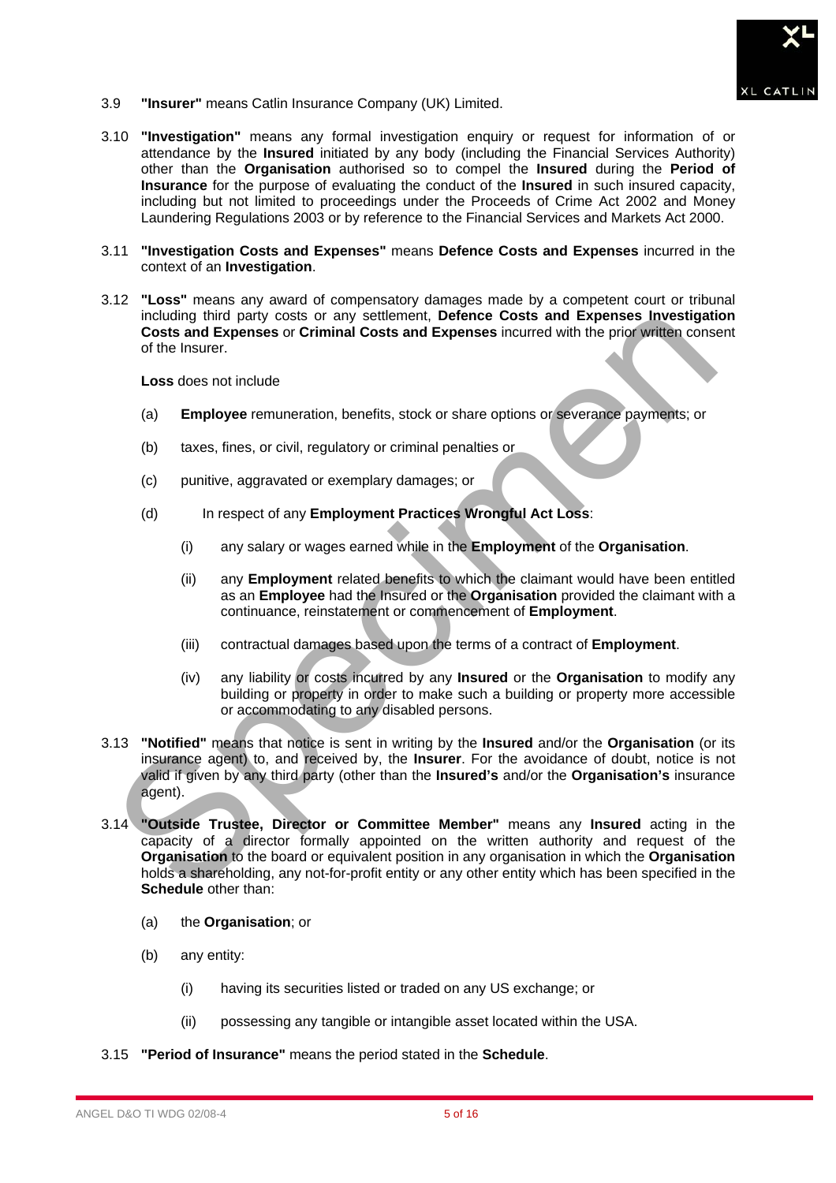3.9 **"Insurer"** means Catlin Insurance Company (UK) Limited.

3.10 **"Investigation"** means any formal investigation enquiry or request for information of or attendance by the **Insured** initiated by any body (including the Financial Services Authority) other than the **Organisation** authorised so to compel the **Insured** during the **Period of Insurance** for the purpose of evaluating the conduct of the **Insured** in such insured capacity, including but not limited to proceedings under the Proceeds of Crime Act 2002 and Money Laundering Regulations 2003 or by reference to the Financial Services and Markets Act 2000.

3.11 **"Investigation Costs and Expenses"** means **Defence Costs and Expenses** incurred in the context of an **Investigation**.

3.12 **"Loss"** means any award of compensatory damages made by a competent court or tribunal including third party costs or any settlement, **Defence Costs and Expenses Investigation Costs and Expenses** or **Criminal Costs and Expenses** incurred with the prior written consent of the Insurer.

**Loss** does not include

(a) **Employee** remuneration, benefits, stock or share options or severance payments; or

(b) taxes, fines, or civil, regulatory or criminal penalties or

(c) punitive, aggravated or exemplary damages; or

(d) In respect of any **Employment Practices Wrongful Act Loss**:

   (i) any salary or wages earned while in the **Employment** of the **Organisation**.

   (ii) any **Employment** related benefits to which the claimant would have been entitled as an **Employee** had the Insured or the **Organisation** provided the claimant with a continuance, reinstatement or commencement of **Employment**.

   (iii) contractual damages based upon the terms of a contract of **Employment**.

   (iv) any liability or costs incurred by any **Insured** or the **Organisation** to modify any building or property in order to make such a building or property more accessible or accommodating to any disabled persons.

3.13 **"Notified"** means that notice is sent in writing by the **Insured** and/or the **Organisation** (or its insurance agent) to, and received by, the **Insurer**. For the avoidance of doubt, notice is not valid if given by any third party (other than the **Insured's** and/or the **Organisation's** insurance agent).

3.14 **"Outside Trustee, Director or Committee Member"** means any **Insured** acting in the capacity of a director formally appointed on the written authority and request of the **Organisation** to the board or equivalent position in any organisation in which the **Organisation** holds a shareholding, any not-for-profit entity or any other entity which has been specified in the **Schedule** other than:

(a) the **Organisation**; or

(b) any entity:

   (i) having its securities listed or traded on any US exchange; or

   (ii) possessing any tangible or intangible asset located within the USA.

3.15 **"Period of Insurance"** means the period stated in the **Schedule**.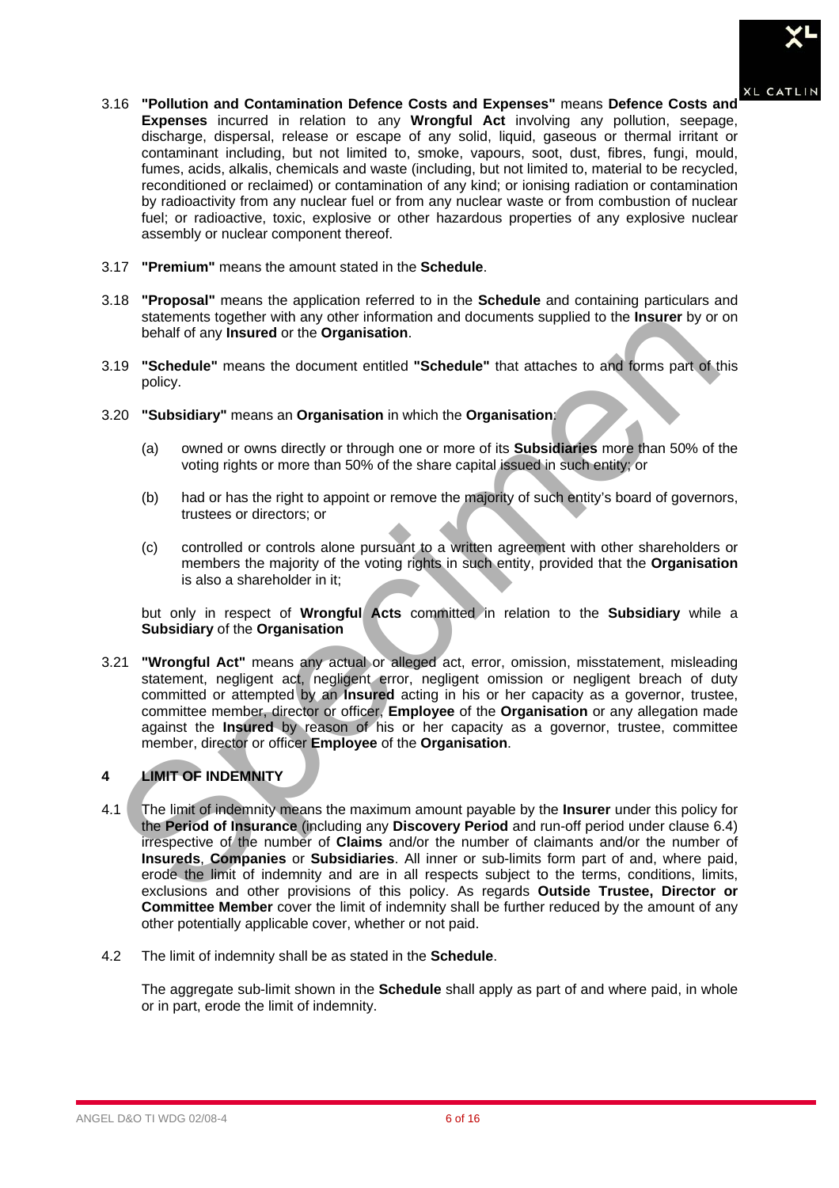3.16 **"Pollution and Contamination Defence Costs and Expenses"** means **Defence Costs and Expenses** incurred in relation to any **Wrongful Act** involving any pollution, seepage, discharge, dispersal, release or escape of any solid, liquid, gaseous or thermal irritant or contaminant including, but not limited to, smoke, vapours, soot, dust, fibres, fungi, mould, fumes, acids, alkalis, chemicals and waste (including, but not limited to, material to be recycled, reconditioned or reclaimed) or contamination of any kind; or ionising radiation or contamination by radioactivity from any nuclear fuel or from any nuclear waste or from combustion of nuclear fuel; or radioactive, toxic, explosive or other hazardous properties of any explosive nuclear assembly or nuclear component thereof.

3.17 **"Premium"** means the amount stated in the **Schedule**.

3.18 **"Proposal"** means the application referred to in the **Schedule** and containing particulars and statements together with any other information and documents supplied to the **Insurer** by or on behalf of any **Insured** or the **Organisation**.

3.19 **"Schedule"** means the document entitled **"Schedule"** that attaches to and forms part of this policy.

3.20 **"Subsidiary"** means an **Organisation** in which the **Organisation**:

(a) owned or owns directly or through one or more of its **Subsidiaries** more than 50% of the voting rights or more than 50% of the share capital issued in such entity; or

(b) had or has the right to appoint or remove the majority of such entity's board of governors, trustees or directors; or

(c) controlled or controls alone pursuant to a written agreement with other shareholders or members the majority of the voting rights in such entity, provided that the **Organisation** is also a shareholder in it;

but only in respect of **Wrongful Acts** committed in relation to the **Subsidiary** while a **Subsidiary** of the **Organisation**

3.21 **"Wrongful Act"** means any actual or alleged act, error, omission, misstatement, misleading statement, negligent act, negligent error, negligent omission or negligent breach of duty committed or attempted by an **Insured** acting in his or her capacity as a governor, trustee, committee member, director or officer, **Employee** of the **Organisation** or any allegation made against the **Insured** by reason of his or her capacity as a governor, trustee, committee member, director or officer **Employee** of the **Organisation**.

## 4 LIMIT OF INDEMNITY

4.1 The limit of indemnity means the maximum amount payable by the **Insurer** under this policy for the **Period of Insurance** (including any **Discovery Period** and run-off period under clause 6.4) irrespective of the number of **Claims** and/or the number of claimants and/or the number of **Insureds**, **Companies** or **Subsidiaries**. All inner or sub-limits form part of and, where paid, erode the limit of indemnity and are in all respects subject to the terms, conditions, limits, exclusions and other provisions of this policy. As regards **Outside Trustee, Director or Committee Member** cover the limit of indemnity shall be further reduced by the amount of any other potentially applicable cover, whether or not paid.

4.2 The limit of indemnity shall be as stated in the **Schedule**.

The aggregate sub-limit shown in the **Schedule** shall apply as part of and where paid, in whole or in part, erode the limit of indemnity.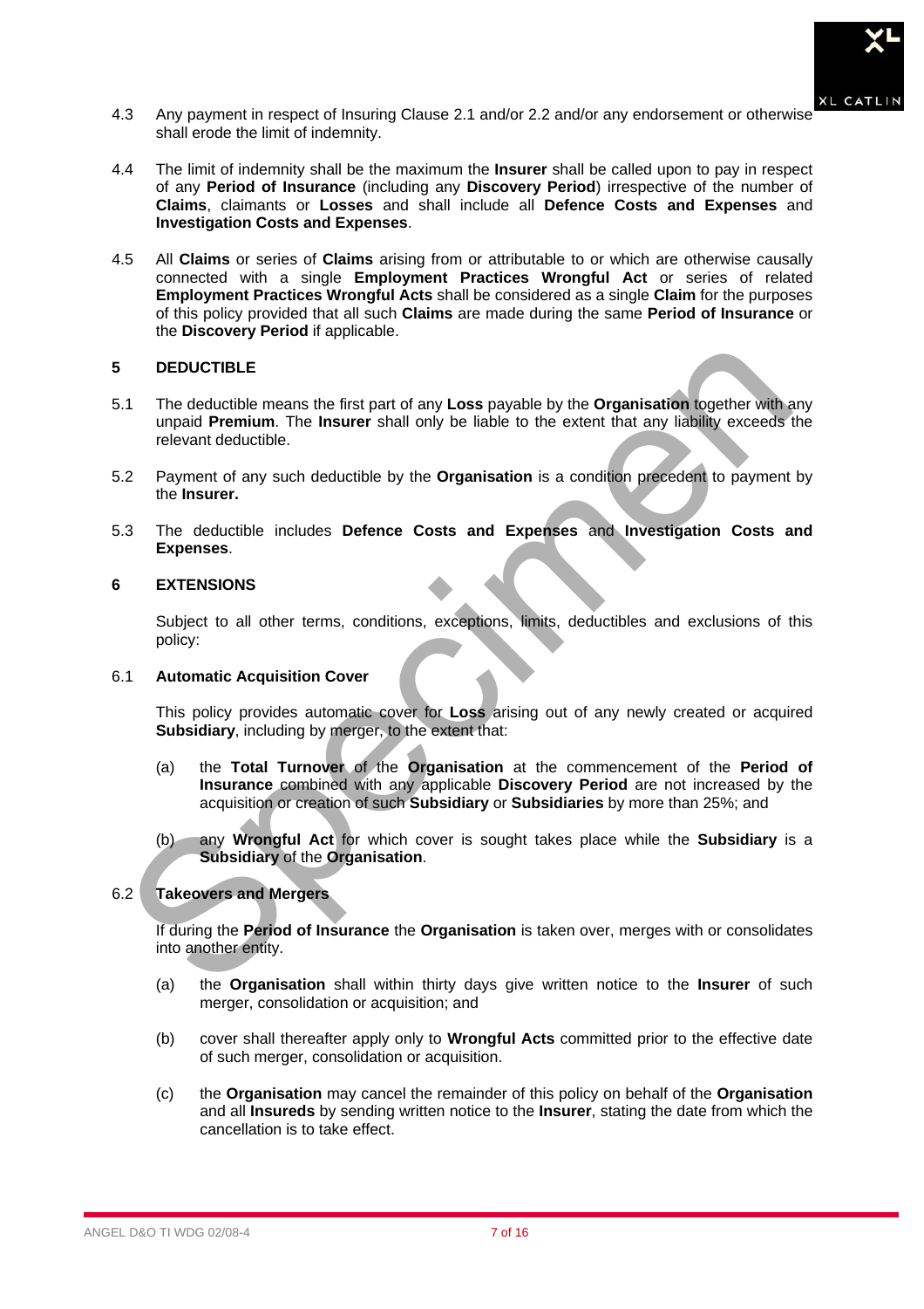4.3 Any payment in respect of Insuring Clause 2.1 and/or 2.2 and/or any endorsement or otherwise shall erode the limit of indemnity.

4.4 The limit of indemnity shall be the maximum the **Insurer** shall be called upon to pay in respect of any **Period of Insurance** (including any **Discovery Period**) irrespective of the number of **Claims**, claimants or **Losses** and shall include all **Defence Costs and Expenses** and **Investigation Costs and Expenses**.

4.5 All **Claims** or series of **Claims** arising from or attributable to or which are otherwise causally connected with a single **Employment Practices Wrongful Act** or series of related **Employment Practices Wrongful Acts** shall be considered as a single **Claim** for the purposes of this policy provided that all such **Claims** are made during the same **Period of Insurance** or the **Discovery Period** if applicable.

## 5 DEDUCTIBLE

5.1 The deductible means the first part of any **Loss** payable by the **Organisation** together with any unpaid **Premium**. The **Insurer** shall only be liable to the extent that any liability exceeds the relevant deductible.

5.2 Payment of any such deductible by the **Organisation** is a condition precedent to payment by the **Insurer.**

5.3 The deductible includes **Defence Costs and Expenses** and **Investigation Costs and Expenses**.

## 6 EXTENSIONS

Subject to all other terms, conditions, exceptions, limits, deductibles and exclusions of this policy:

6.1 **Automatic Acquisition Cover**

This policy provides automatic cover for **Loss** arising out of any newly created or acquired **Subsidiary**, including by merger, to the extent that:

(a) the **Total Turnover** of the **Organisation** at the commencement of the **Period of Insurance** combined with any applicable **Discovery Period** are not increased by the acquisition or creation of such **Subsidiary** or **Subsidiaries** by more than 25%; and

(b) any **Wrongful Act** for which cover is sought takes place while the **Subsidiary** is a **Subsidiary** of the **Organisation**.

6.2 **Takeovers and Mergers**

If during the **Period of Insurance** the **Organisation** is taken over, merges with or consolidates into another entity.

(a) the **Organisation** shall within thirty days give written notice to the **Insurer** of such merger, consolidation or acquisition; and

(b) cover shall thereafter apply only to **Wrongful Acts** committed prior to the effective date of such merger, consolidation or acquisition.

(c) the **Organisation** may cancel the remainder of this policy on behalf of the **Organisation** and all **Insureds** by sending written notice to the **Insurer**, stating the date from which the cancellation is to take effect.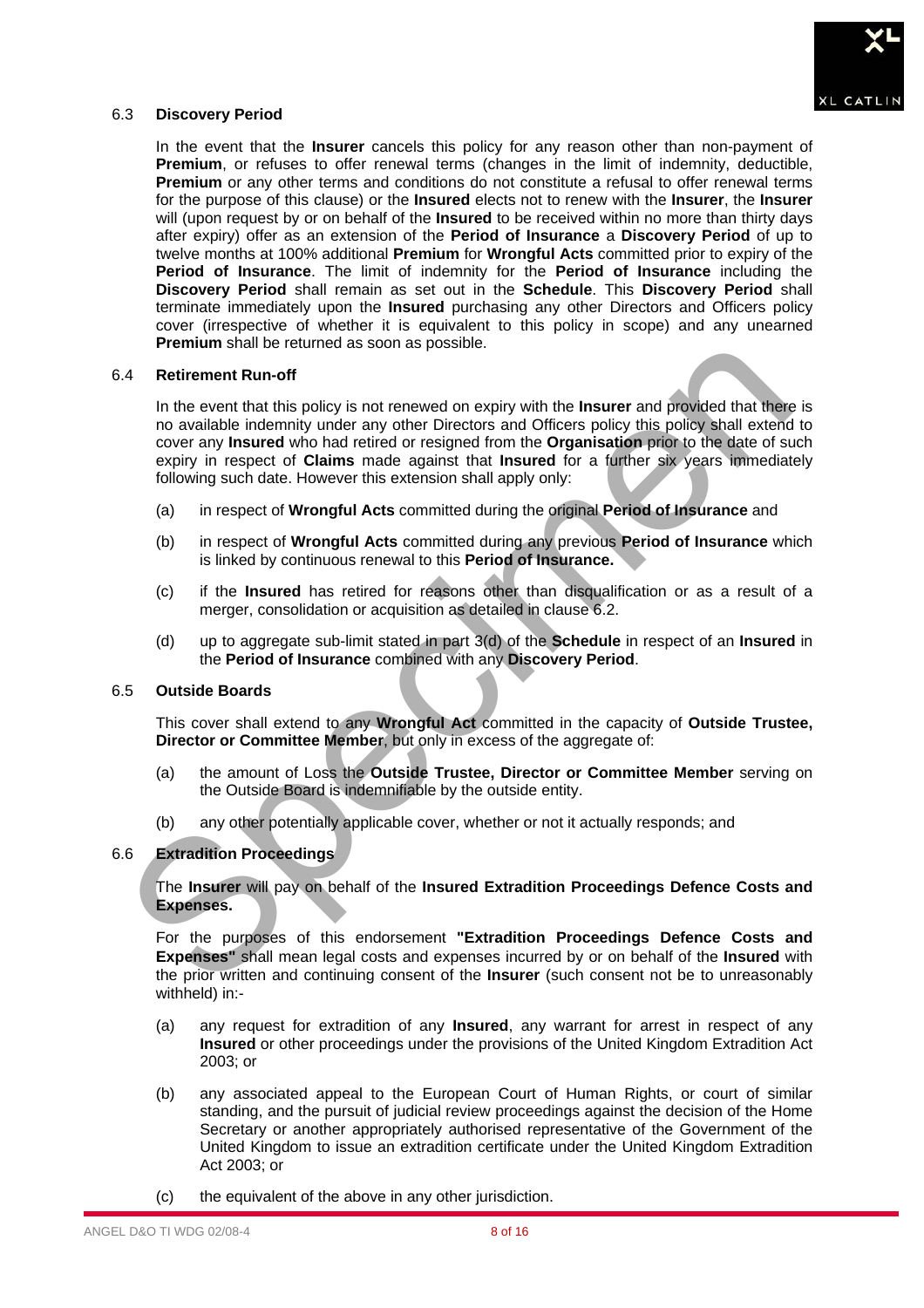### 6.3 Discovery Period

In the event that the **Insurer** cancels this policy for any reason other than non-payment of **Premium**, or refuses to offer renewal terms (changes in the limit of indemnity, deductible, **Premium** or any other terms and conditions do not constitute a refusal to offer renewal terms for the purpose of this clause) or the **Insured** elects not to renew with the **Insurer**, the **Insurer** will (upon request by or on behalf of the **Insured** to be received within no more than thirty days after expiry) offer as an extension of the **Period of Insurance** a **Discovery Period** of up to twelve months at 100% additional **Premium** for **Wrongful Acts** committed prior to expiry of the **Period of Insurance**. The limit of indemnity for the **Period of Insurance** including the **Discovery Period** shall remain as set out in the **Schedule**. This **Discovery Period** shall terminate immediately upon the **Insured** purchasing any other Directors and Officers policy cover (irrespective of whether it is equivalent to this policy in scope) and any unearned **Premium** shall be returned as soon as possible.

### 6.4 Retirement Run-off

In the event that this policy is not renewed on expiry with the **Insurer** and provided that there is no available indemnity under any other Directors and Officers policy this policy shall extend to cover any **Insured** who had retired or resigned from the **Organisation** prior to the date of such expiry in respect of **Claims** made against that **Insured** for a further six years immediately following such date. However this extension shall apply only:

(a) in respect of **Wrongful Acts** committed during the original **Period of Insurance** and

(b) in respect of **Wrongful Acts** committed during any previous **Period of Insurance** which is linked by continuous renewal to this **Period of Insurance.**

(c) if the **Insured** has retired for reasons other than disqualification or as a result of a merger, consolidation or acquisition as detailed in clause 6.2.

(d) up to aggregate sub-limit stated in part 3(d) of the **Schedule** in respect of an **Insured** in the **Period of Insurance** combined with any **Discovery Period**.

### 6.5 Outside Boards

This cover shall extend to any **Wrongful Act** committed in the capacity of **Outside Trustee, Director or Committee Member**, but only in excess of the aggregate of:

(a) the amount of Loss the **Outside Trustee, Director or Committee Member** serving on the Outside Board is indemnifiable by the outside entity.

(b) any other potentially applicable cover, whether or not it actually responds; and

### 6.6 Extradition Proceedings

The **Insurer** will pay on behalf of the **Insured Extradition Proceedings Defence Costs and Expenses.**

For the purposes of this endorsement **"Extradition Proceedings Defence Costs and Expenses"** shall mean legal costs and expenses incurred by or on behalf of the **Insured** with the prior written and continuing consent of the **Insurer** (such consent not be to unreasonably withheld) in:-

(a) any request for extradition of any **Insured**, any warrant for arrest in respect of any **Insured** or other proceedings under the provisions of the United Kingdom Extradition Act 2003; or

(b) any associated appeal to the European Court of Human Rights, or court of similar standing, and the pursuit of judicial review proceedings against the decision of the Home Secretary or another appropriately authorised representative of the Government of the United Kingdom to issue an extradition certificate under the United Kingdom Extradition Act 2003; or

(c) the equivalent of the above in any other jurisdiction.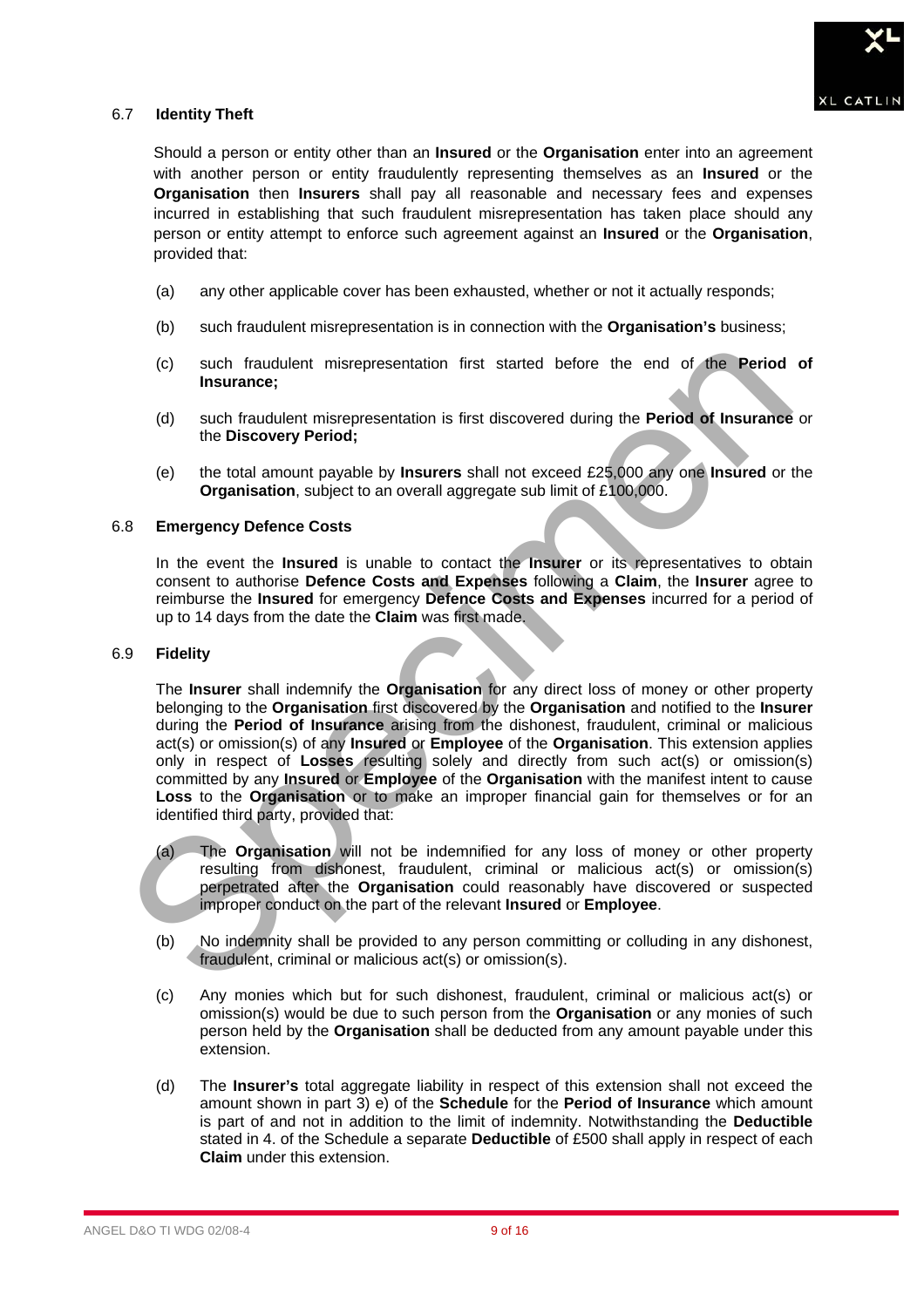### 6.7 Identity Theft

Should a person or entity other than an **Insured** or the **Organisation** enter into an agreement with another person or entity fraudulently representing themselves as an **Insured** or the **Organisation** then **Insurers** shall pay all reasonable and necessary fees and expenses incurred in establishing that such fraudulent misrepresentation has taken place should any person or entity attempt to enforce such agreement against an **Insured** or the **Organisation**, provided that:

(a) any other applicable cover has been exhausted, whether or not it actually responds;

(b) such fraudulent misrepresentation is in connection with the **Organisation's** business;

(c) such fraudulent misrepresentation first started before the end of the **Period of Insurance;**

(d) such fraudulent misrepresentation is first discovered during the **Period of Insurance** or the **Discovery Period;**

(e) the total amount payable by **Insurers** shall not exceed £25,000 any one **Insured** or the **Organisation**, subject to an overall aggregate sub limit of £100,000.

### 6.8 Emergency Defence Costs

In the event the **Insured** is unable to contact the **Insurer** or its representatives to obtain consent to authorise **Defence Costs and Expenses** following a **Claim**, the **Insurer** agree to reimburse the **Insured** for emergency **Defence Costs and Expenses** incurred for a period of up to 14 days from the date the **Claim** was first made.

### 6.9 Fidelity

The **Insurer** shall indemnify the **Organisation** for any direct loss of money or other property belonging to the **Organisation** first discovered by the **Organisation** and notified to the **Insurer** during the **Period of Insurance** arising from the dishonest, fraudulent, criminal or malicious act(s) or omission(s) of any **Insured** or **Employee** of the **Organisation**. This extension applies only in respect of **Losses** resulting solely and directly from such act(s) or omission(s) committed by any **Insured** or **Employee** of the **Organisation** with the manifest intent to cause **Loss** to the **Organisation** or to make an improper financial gain for themselves or for an identified third party, provided that:

(a) The **Organisation** will not be indemnified for any loss of money or other property resulting from dishonest, fraudulent, criminal or malicious act(s) or omission(s) perpetrated after the **Organisation** could reasonably have discovered or suspected improper conduct on the part of the relevant **Insured** or **Employee**.

(b) No indemnity shall be provided to any person committing or colluding in any dishonest, fraudulent, criminal or malicious act(s) or omission(s).

(c) Any monies which but for such dishonest, fraudulent, criminal or malicious act(s) or omission(s) would be due to such person from the **Organisation** or any monies of such person held by the **Organisation** shall be deducted from any amount payable under this extension.

(d) The **Insurer's** total aggregate liability in respect of this extension shall not exceed the amount shown in part 3) e) of the **Schedule** for the **Period of Insurance** which amount is part of and not in addition to the limit of indemnity. Notwithstanding the **Deductible** stated in 4. of the Schedule a separate **Deductible** of £500 shall apply in respect of each **Claim** under this extension.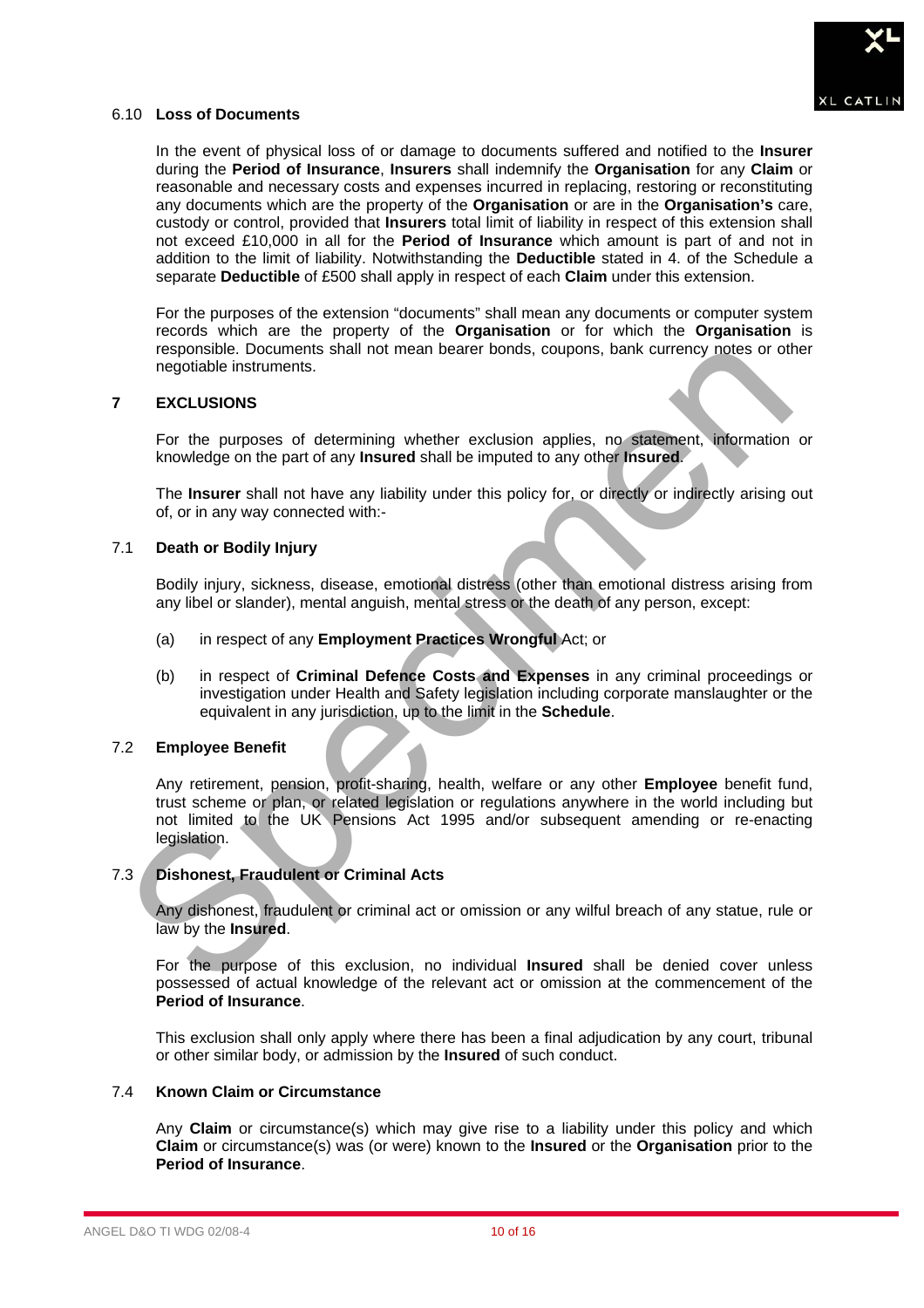6.10 **Loss of Documents**

In the event of physical loss of or damage to documents suffered and notified to the **Insurer** during the **Period of Insurance**, **Insurers** shall indemnify the **Organisation** for any **Claim** or reasonable and necessary costs and expenses incurred in replacing, restoring or reconstituting any documents which are the property of the **Organisation** or are in the **Organisation's** care, custody or control, provided that **Insurers** total limit of liability in respect of this extension shall not exceed £10,000 in all for the **Period of Insurance** which amount is part of and not in addition to the limit of liability. Notwithstanding the **Deductible** stated in 4. of the Schedule a separate **Deductible** of £500 shall apply in respect of each **Claim** under this extension.

For the purposes of the extension "documents" shall mean any documents or computer system records which are the property of the **Organisation** or for which the **Organisation** is responsible. Documents shall not mean bearer bonds, coupons, bank currency notes or other negotiable instruments.

## 7 EXCLUSIONS

For the purposes of determining whether exclusion applies, no statement, information or knowledge on the part of any **Insured** shall be imputed to any other **Insured**.

The **Insurer** shall not have any liability under this policy for, or directly or indirectly arising out of, or in any way connected with:-

7.1 **Death or Bodily Injury**

Bodily injury, sickness, disease, emotional distress (other than emotional distress arising from any libel or slander), mental anguish, mental stress or the death of any person, except:

(a) in respect of any **Employment Practices Wrongful** Act; or

(b) in respect of **Criminal Defence Costs and Expenses** in any criminal proceedings or investigation under Health and Safety legislation including corporate manslaughter or the equivalent in any jurisdiction, up to the limit in the **Schedule**.

7.2 **Employee Benefit**

Any retirement, pension, profit-sharing, health, welfare or any other **Employee** benefit fund, trust scheme or plan, or related legislation or regulations anywhere in the world including but not limited to the UK Pensions Act 1995 and/or subsequent amending or re-enacting legislation.

7.3 **Dishonest, Fraudulent or Criminal Acts**

Any dishonest, fraudulent or criminal act or omission or any wilful breach of any statue, rule or law by the **Insured**.

For the purpose of this exclusion, no individual **Insured** shall be denied cover unless possessed of actual knowledge of the relevant act or omission at the commencement of the **Period of Insurance**.

This exclusion shall only apply where there has been a final adjudication by any court, tribunal or other similar body, or admission by the **Insured** of such conduct.

7.4 **Known Claim or Circumstance**

Any **Claim** or circumstance(s) which may give rise to a liability under this policy and which **Claim** or circumstance(s) was (or were) known to the **Insured** or the **Organisation** prior to the **Period of Insurance**.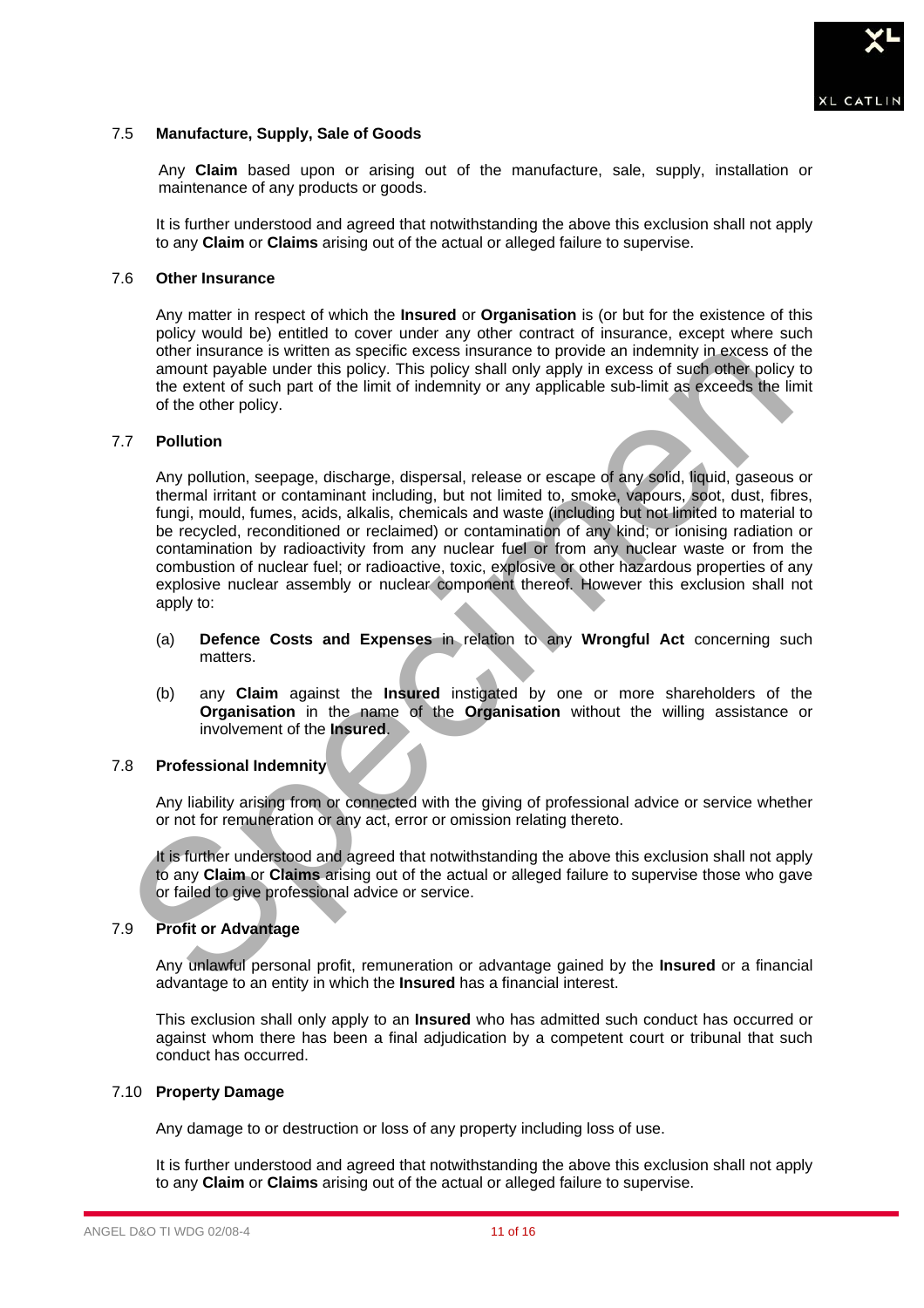### 7.5 Manufacture, Supply, Sale of Goods

Any **Claim** based upon or arising out of the manufacture, sale, supply, installation or maintenance of any products or goods.

It is further understood and agreed that notwithstanding the above this exclusion shall not apply to any **Claim** or **Claims** arising out of the actual or alleged failure to supervise.

### 7.6 Other Insurance

Any matter in respect of which the **Insured** or **Organisation** is (or but for the existence of this policy would be) entitled to cover under any other contract of insurance, except where such other insurance is written as specific excess insurance to provide an indemnity in excess of the amount payable under this policy. This policy shall only apply in excess of such other policy to the extent of such part of the limit of indemnity or any applicable sub-limit as exceeds the limit of the other policy.

### 7.7 Pollution

Any pollution, seepage, discharge, dispersal, release or escape of any solid, liquid, gaseous or thermal irritant or contaminant including, but not limited to, smoke, vapours, soot, dust, fibres, fungi, mould, fumes, acids, alkalis, chemicals and waste (including but not limited to material to be recycled, reconditioned or reclaimed) or contamination of any kind; or ionising radiation or contamination by radioactivity from any nuclear fuel or from any nuclear waste or from the combustion of nuclear fuel; or radioactive, toxic, explosive or other hazardous properties of any explosive nuclear assembly or nuclear component thereof. However this exclusion shall not apply to:

(a) **Defence Costs and Expenses** in relation to any **Wrongful Act** concerning such matters.

(b) any **Claim** against the **Insured** instigated by one or more shareholders of the **Organisation** in the name of the **Organisation** without the willing assistance or involvement of the **Insured**.

### 7.8 Professional Indemnity

Any liability arising from or connected with the giving of professional advice or service whether or not for remuneration or any act, error or omission relating thereto.

It is further understood and agreed that notwithstanding the above this exclusion shall not apply to any **Claim** or **Claims** arising out of the actual or alleged failure to supervise those who gave or failed to give professional advice or service.

### 7.9 Profit or Advantage

Any unlawful personal profit, remuneration or advantage gained by the **Insured** or a financial advantage to an entity in which the **Insured** has a financial interest.

This exclusion shall only apply to an **Insured** who has admitted such conduct has occurred or against whom there has been a final adjudication by a competent court or tribunal that such conduct has occurred.

### 7.10 Property Damage

Any damage to or destruction or loss of any property including loss of use.

It is further understood and agreed that notwithstanding the above this exclusion shall not apply to any **Claim** or **Claims** arising out of the actual or alleged failure to supervise.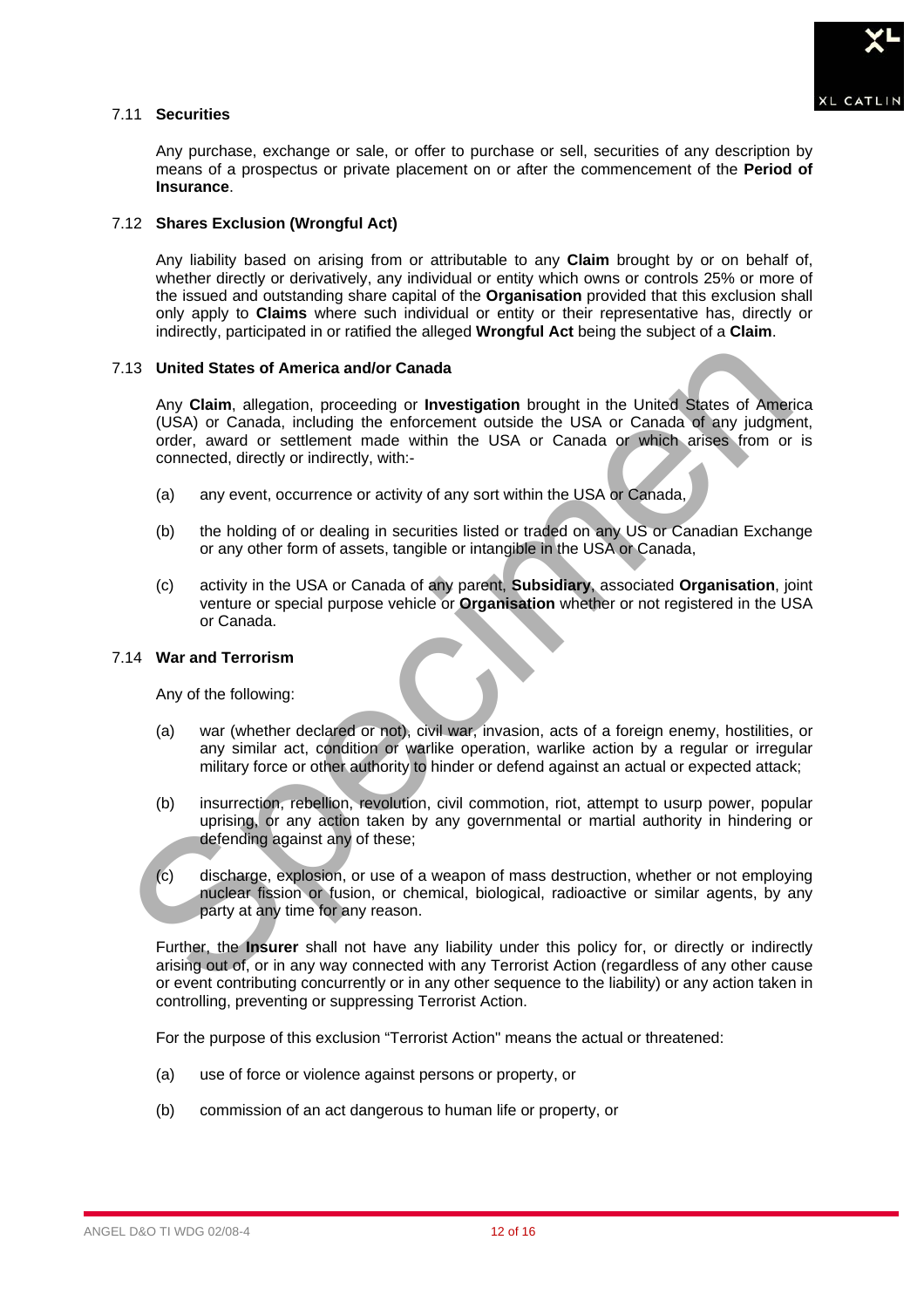7.11 **Securities**

Any purchase, exchange or sale, or offer to purchase or sell, securities of any description by means of a prospectus or private placement on or after the commencement of the **Period of Insurance**.

7.12 **Shares Exclusion (Wrongful Act)**

Any liability based on arising from or attributable to any **Claim** brought by or on behalf of, whether directly or derivatively, any individual or entity which owns or controls 25% or more of the issued and outstanding share capital of the **Organisation** provided that this exclusion shall only apply to **Claims** where such individual or entity or their representative has, directly or indirectly, participated in or ratified the alleged **Wrongful Act** being the subject of a **Claim**.

7.13 **United States of America and/or Canada**

Any **Claim**, allegation, proceeding or **Investigation** brought in the United States of America (USA) or Canada, including the enforcement outside the USA or Canada of any judgment, order, award or settlement made within the USA or Canada or which arises from or is connected, directly or indirectly, with:-

(a) any event, occurrence or activity of any sort within the USA or Canada,

(b) the holding of or dealing in securities listed or traded on any US or Canadian Exchange or any other form of assets, tangible or intangible in the USA or Canada,

(c) activity in the USA or Canada of any parent, **Subsidiary**, associated **Organisation**, joint venture or special purpose vehicle or **Organisation** whether or not registered in the USA or Canada.

7.14 **War and Terrorism**

Any of the following:

(a) war (whether declared or not), civil war, invasion, acts of a foreign enemy, hostilities, or any similar act, condition or warlike operation, warlike action by a regular or irregular military force or other authority to hinder or defend against an actual or expected attack;

(b) insurrection, rebellion, revolution, civil commotion, riot, attempt to usurp power, popular uprising, or any action taken by any governmental or martial authority in hindering or defending against any of these;

(c) discharge, explosion, or use of a weapon of mass destruction, whether or not employing nuclear fission or fusion, or chemical, biological, radioactive or similar agents, by any party at any time for any reason.

Further, the **Insurer** shall not have any liability under this policy for, or directly or indirectly arising out of, or in any way connected with any Terrorist Action (regardless of any other cause or event contributing concurrently or in any other sequence to the liability) or any action taken in controlling, preventing or suppressing Terrorist Action.

For the purpose of this exclusion "Terrorist Action" means the actual or threatened:

(a) use of force or violence against persons or property, or

(b) commission of an act dangerous to human life or property, or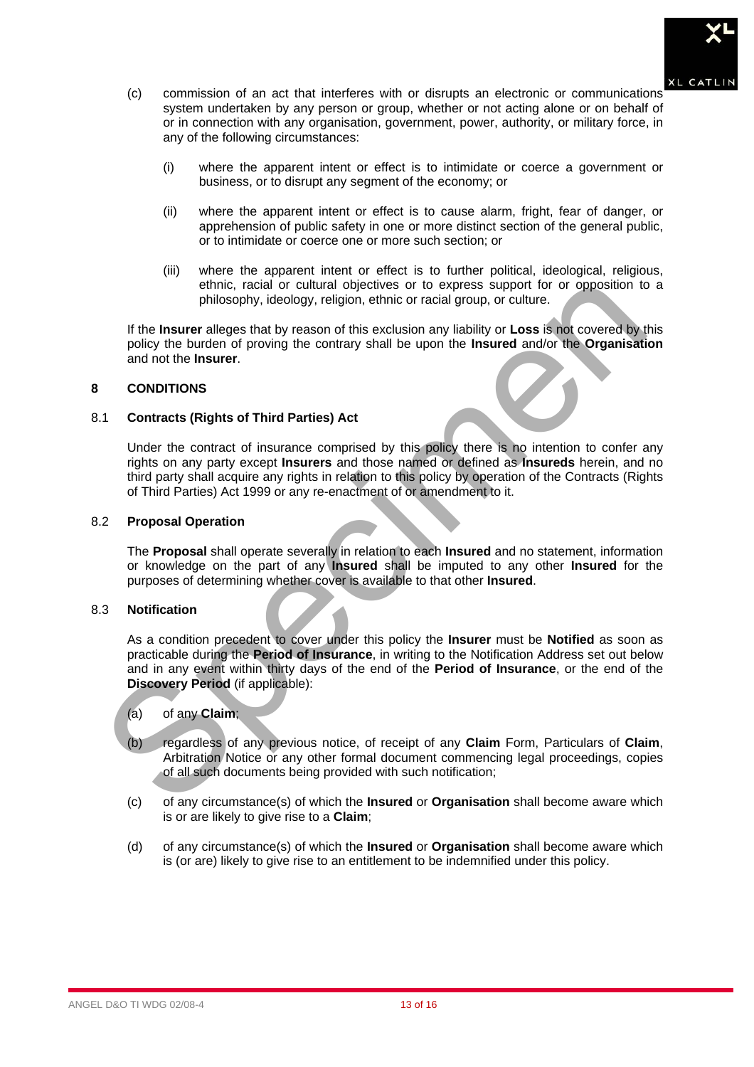(c) commission of an act that interferes with or disrupts an electronic or communications system undertaken by any person or group, whether or not acting alone or on behalf of or in connection with any organisation, government, power, authority, or military force, in any of the following circumstances:

   (i) where the apparent intent or effect is to intimidate or coerce a government or business, or to disrupt any segment of the economy; or

   (ii) where the apparent intent or effect is to cause alarm, fright, fear of danger, or apprehension of public safety in one or more distinct section of the general public, or to intimidate or coerce one or more such section; or

   (iii) where the apparent intent or effect is to further political, ideological, religious, ethnic, racial or cultural objectives or to express support for or opposition to a philosophy, ideology, religion, ethnic or racial group, or culture.

If the **Insurer** alleges that by reason of this exclusion any liability or **Loss** is not covered by this policy the burden of proving the contrary shall be upon the **Insured** and/or the **Organisation** and not the **Insurer**.

## 8 CONDITIONS

### 8.1 Contracts (Rights of Third Parties) Act

Under the contract of insurance comprised by this policy there is no intention to confer any rights on any party except **Insurers** and those named or defined as **Insureds** herein, and no third party shall acquire any rights in relation to this policy by operation of the Contracts (Rights of Third Parties) Act 1999 or any re-enactment of or amendment to it.

### 8.2 Proposal Operation

The **Proposal** shall operate severally in relation to each **Insured** and no statement, information or knowledge on the part of any **Insured** shall be imputed to any other **Insured** for the purposes of determining whether cover is available to that other **Insured**.

### 8.3 Notification

As a condition precedent to cover under this policy the **Insurer** must be **Notified** as soon as practicable during the **Period of Insurance**, in writing to the Notification Address set out below and in any event within thirty days of the end of the **Period of Insurance**, or the end of the **Discovery Period** (if applicable):

(a) of any **Claim**;

(b) regardless of any previous notice, of receipt of any **Claim** Form, Particulars of **Claim**, Arbitration Notice or any other formal document commencing legal proceedings, copies of all such documents being provided with such notification;

(c) of any circumstance(s) of which the **Insured** or **Organisation** shall become aware which is or are likely to give rise to a **Claim**;

(d) of any circumstance(s) of which the **Insured** or **Organisation** shall become aware which is (or are) likely to give rise to an entitlement to be indemnified under this policy.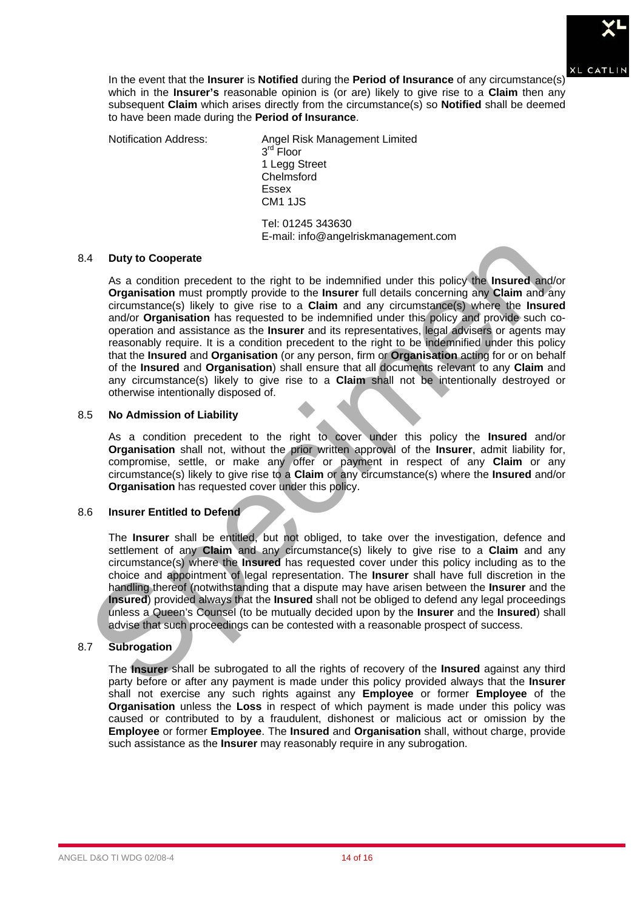In the event that the **Insurer** is **Notified** during the **Period of Insurance** of any circumstance(s) which in the **Insurer's** reasonable opinion is (or are) likely to give rise to a **Claim** then any subsequent **Claim** which arises directly from the circumstance(s) so **Notified** shall be deemed to have been made during the **Period of Insurance**.

Notification Address: Angel Risk Management Limited
3rd Floor
1 Legg Street
Chelmsford
Essex
CM1 1JS

Tel: 01245 343630
E-mail: info@angelriskmanagement.com

## 8.4 Duty to Cooperate

As a condition precedent to the right to be indemnified under this policy the **Insured** and/or **Organisation** must promptly provide to the **Insurer** full details concerning any **Claim** and any circumstance(s) likely to give rise to a **Claim** and any circumstance(s) where the **Insured** and/or **Organisation** has requested to be indemnified under this policy and provide such co-operation and assistance as the **Insurer** and its representatives, legal advisers or agents may reasonably require. It is a condition precedent to the right to be indemnified under this policy that the **Insured** and **Organisation** (or any person, firm or **Organisation** acting for or on behalf of the **Insured** and **Organisation**) shall ensure that all documents relevant to any **Claim** and any circumstance(s) likely to give rise to a **Claim** shall not be intentionally destroyed or otherwise intentionally disposed of.

## 8.5 No Admission of Liability

As a condition precedent to the right to cover under this policy the **Insured** and/or **Organisation** shall not, without the prior written approval of the **Insurer**, admit liability for, compromise, settle, or make any offer or payment in respect of any **Claim** or any circumstance(s) likely to give rise to a **Claim** or any circumstance(s) where the **Insured** and/or **Organisation** has requested cover under this policy.

## 8.6 Insurer Entitled to Defend

The **Insurer** shall be entitled, but not obliged, to take over the investigation, defence and settlement of any **Claim** and any circumstance(s) likely to give rise to a **Claim** and any circumstance(s) where the **Insured** has requested cover under this policy including as to the choice and appointment of legal representation. The **Insurer** shall have full discretion in the handling thereof (notwithstanding that a dispute may have arisen between the **Insurer** and the **Insured**) provided always that the **Insured** shall not be obliged to defend any legal proceedings unless a Queen's Counsel (to be mutually decided upon by the **Insurer** and the **Insured**) shall advise that such proceedings can be contested with a reasonable prospect of success.

## 8.7 Subrogation

The **Insurer** shall be subrogated to all the rights of recovery of the **Insured** against any third party before or after any payment is made under this policy provided always that the **Insurer** shall not exercise any such rights against any **Employee** or former **Employee** of the **Organisation** unless the **Loss** in respect of which payment is made under this policy was caused or contributed to by a fraudulent, dishonest or malicious act or omission by the **Employee** or former **Employee**. The **Insured** and **Organisation** shall, without charge, provide such assistance as the **Insurer** may reasonably require in any subrogation.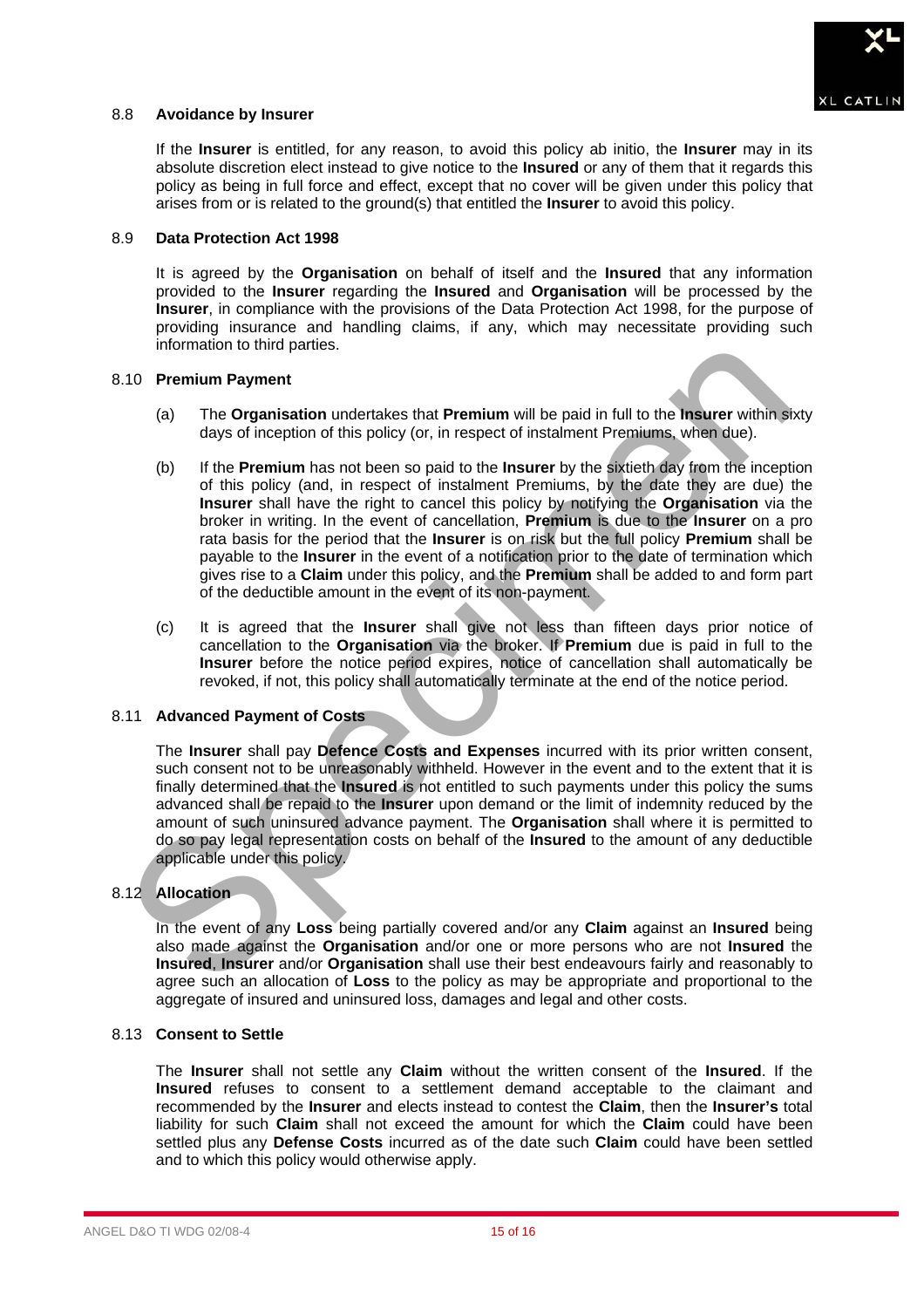### 8.8 Avoidance by Insurer

If the **Insurer** is entitled, for any reason, to avoid this policy ab initio, the **Insurer** may in its absolute discretion elect instead to give notice to the **Insured** or any of them that it regards this policy as being in full force and effect, except that no cover will be given under this policy that arises from or is related to the ground(s) that entitled the **Insurer** to avoid this policy.

### 8.9 Data Protection Act 1998

It is agreed by the **Organisation** on behalf of itself and the **Insured** that any information provided to the **Insurer** regarding the **Insured** and **Organisation** will be processed by the **Insurer**, in compliance with the provisions of the Data Protection Act 1998, for the purpose of providing insurance and handling claims, if any, which may necessitate providing such information to third parties.

### 8.10 Premium Payment

(a) The **Organisation** undertakes that **Premium** will be paid in full to the **Insurer** within sixty days of inception of this policy (or, in respect of instalment Premiums, when due).

(b) If the **Premium** has not been so paid to the **Insurer** by the sixtieth day from the inception of this policy (and, in respect of instalment Premiums, by the date they are due) the **Insurer** shall have the right to cancel this policy by notifying the **Organisation** via the broker in writing. In the event of cancellation, **Premium** is due to the **Insurer** on a pro rata basis for the period that the **Insurer** is on risk but the full policy **Premium** shall be payable to the **Insurer** in the event of a notification prior to the date of termination which gives rise to a **Claim** under this policy, and the **Premium** shall be added to and form part of the deductible amount in the event of its non-payment.

(c) It is agreed that the **Insurer** shall give not less than fifteen days prior notice of cancellation to the **Organisation** via the broker. If **Premium** due is paid in full to the **Insurer** before the notice period expires, notice of cancellation shall automatically be revoked, if not, this policy shall automatically terminate at the end of the notice period.

### 8.11 Advanced Payment of Costs

The **Insurer** shall pay **Defence Costs and Expenses** incurred with its prior written consent, such consent not to be unreasonably withheld. However in the event and to the extent that it is finally determined that the **Insured** is not entitled to such payments under this policy the sums advanced shall be repaid to the **Insurer** upon demand or the limit of indemnity reduced by the amount of such uninsured advance payment. The **Organisation** shall where it is permitted to do so pay legal representation costs on behalf of the **Insured** to the amount of any deductible applicable under this policy.

### 8.12 Allocation

In the event of any **Loss** being partially covered and/or any **Claim** against an **Insured** being also made against the **Organisation** and/or one or more persons who are not **Insured** the **Insured**, **Insurer** and/or **Organisation** shall use their best endeavours fairly and reasonably to agree such an allocation of **Loss** to the policy as may be appropriate and proportional to the aggregate of insured and uninsured loss, damages and legal and other costs.

### 8.13 Consent to Settle

The **Insurer** shall not settle any **Claim** without the written consent of the **Insured**. If the **Insured** refuses to consent to a settlement demand acceptable to the claimant and recommended by the **Insurer** and elects instead to contest the **Claim**, then the **Insurer's** total liability for such **Claim** shall not exceed the amount for which the **Claim** could have been settled plus any **Defense Costs** incurred as of the date such **Claim** could have been settled and to which this policy would otherwise apply.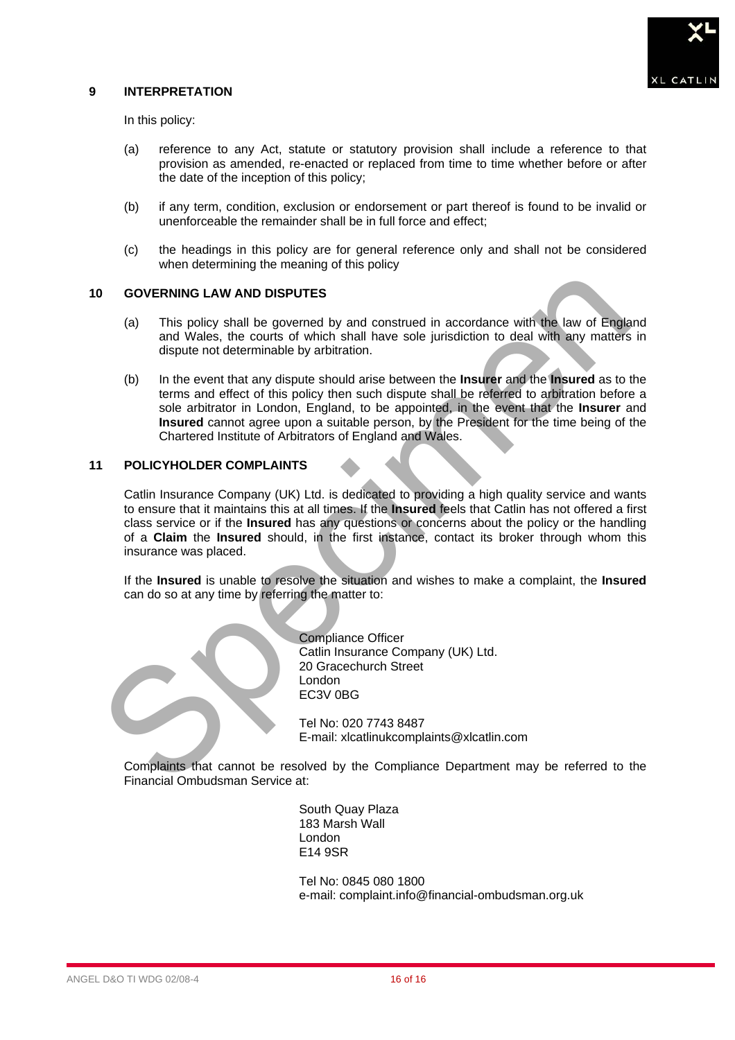## 9 INTERPRETATION

In this policy:

(a) reference to any Act, statute or statutory provision shall include a reference to that provision as amended, re-enacted or replaced from time to time whether before or after the date of the inception of this policy;

(b) if any term, condition, exclusion or endorsement or part thereof is found to be invalid or unenforceable the remainder shall be in full force and effect;

(c) the headings in this policy are for general reference only and shall not be considered when determining the meaning of this policy

## 10 GOVERNING LAW AND DISPUTES

(a) This policy shall be governed by and construed in accordance with the law of England and Wales, the courts of which shall have sole jurisdiction to deal with any matters in dispute not determinable by arbitration.

(b) In the event that any dispute should arise between the **Insurer** and the **Insured** as to the terms and effect of this policy then such dispute shall be referred to arbitration before a sole arbitrator in London, England, to be appointed, in the event that the **Insurer** and **Insured** cannot agree upon a suitable person, by the President for the time being of the Chartered Institute of Arbitrators of England and Wales.

## 11 POLICYHOLDER COMPLAINTS

Catlin Insurance Company (UK) Ltd. is dedicated to providing a high quality service and wants to ensure that it maintains this at all times. If the **Insured** feels that Catlin has not offered a first class service or if the **Insured** has any questions or concerns about the policy or the handling of a **Claim** the **Insured** should, in the first instance, contact its broker through whom this insurance was placed.

If the **Insured** is unable to resolve the situation and wishes to make a complaint, the **Insured** can do so at any time by referring the matter to:

Compliance Officer
Catlin Insurance Company (UK) Ltd.
20 Gracechurch Street
London
EC3V 0BG

Tel No: 020 7743 8487
E-mail: xlcatlinukcomplaints@xlcatlin.com

Complaints that cannot be resolved by the Compliance Department may be referred to the Financial Ombudsman Service at:

South Quay Plaza
183 Marsh Wall
London
E14 9SR

Tel No: 0845 080 1800
e-mail: complaint.info@financial-ombudsman.org.uk